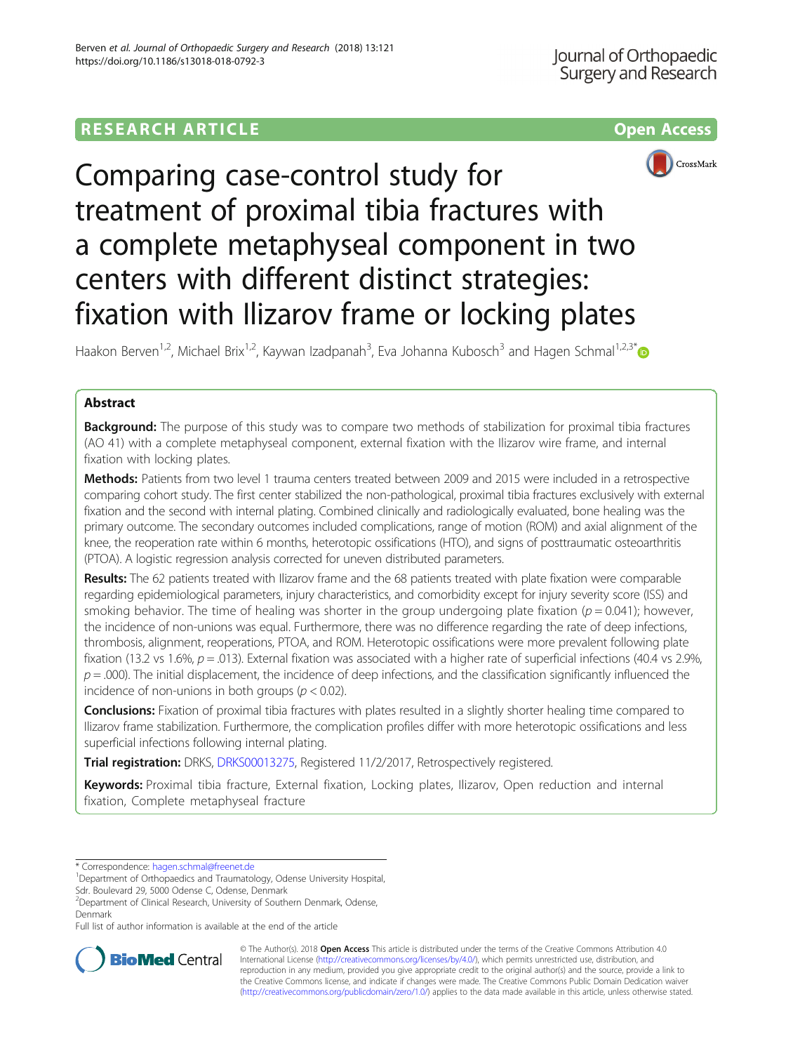**RESEARCH ARTICLE** **Open Access**

# Comparing case-control study for treatment of proximal tibia fractures with a complete metaphyseal component in two centers with different distinct strategies: fixation with Ilizarov frame or locking plates

Haakon Berven[1,2], Michael Brix[1,2], Kaywan Izadpanah[3], Eva Johanna Kubosch[3] and Hagen Schmal[1,2,3*]

## Abstract

**Background:** The purpose of this study was to compare two methods of stabilization for proximal tibia fractures (AO 41) with a complete metaphyseal component, external fixation with the Ilizarov wire frame, and internal fixation with locking plates.

**Methods:** Patients from two level 1 trauma centers treated between 2009 and 2015 were included in a retrospective comparing cohort study. The first center stabilized the non-pathological, proximal tibia fractures exclusively with external fixation and the second with internal plating. Combined clinically and radiologically evaluated, bone healing was the primary outcome. The secondary outcomes included complications, range of motion (ROM) and axial alignment of the knee, the reoperation rate within 6 months, heterotopic ossifications (HTO), and signs of posttraumatic osteoarthritis (PTOA). A logistic regression analysis corrected for uneven distributed parameters.

**Results:** The 62 patients treated with Ilizarov frame and the 68 patients treated with plate fixation were comparable regarding epidemiological parameters, injury characteristics, and comorbidity except for injury severity score (ISS) and smoking behavior. The time of healing was shorter in the group undergoing plate fixation ($p = 0.041$); however, the incidence of non-unions was equal. Furthermore, there was no difference regarding the rate of deep infections, thrombosis, alignment, reoperations, PTOA, and ROM. Heterotopic ossifications were more prevalent following plate fixation (13.2 vs 1.6%, $p = .013$). External fixation was associated with a higher rate of superficial infections (40.4 vs 2.9%, $p = .000$). The initial displacement, the incidence of deep infections, and the classification significantly influenced the incidence of non-unions in both groups ($p < 0.02$).

**Conclusions:** Fixation of proximal tibia fractures with plates resulted in a slightly shorter healing time compared to Ilizarov frame stabilization. Furthermore, the complication profiles differ with more heterotopic ossifications and less superficial infections following internal plating.

**Trial registration:** DRKS, DRKS00013275, Registered 11/2/2017, Retrospectively registered.

**Keywords:** Proximal tibia fracture, External fixation, Locking plates, Ilizarov, Open reduction and internal fixation, Complete metaphyseal fracture

---

* Correspondence: hagen.schmal@freenet.de

[1]Department of Orthopaedics and Traumatology, Odense University Hospital, Sdr. Boulevard 29, 5000 Odense C, Odense, Denmark

[2]Department of Clinical Research, University of Southern Denmark, Odense, Denmark

Full list of author information is available at the end of the article

© The Author(s). 2018 **Open Access** This article is distributed under the terms of the Creative Commons Attribution 4.0 International License (http://creativecommons.org/licenses/by/4.0/), which permits unrestricted use, distribution, and reproduction in any medium, provided you give appropriate credit to the original author(s) and the source, provide a link to the Creative Commons license, and indicate if changes were made. The Creative Commons Public Domain Dedication waiver (http://creativecommons.org/publicdomain/zero/1.0/) applies to the data made available in this article, unless otherwise stated.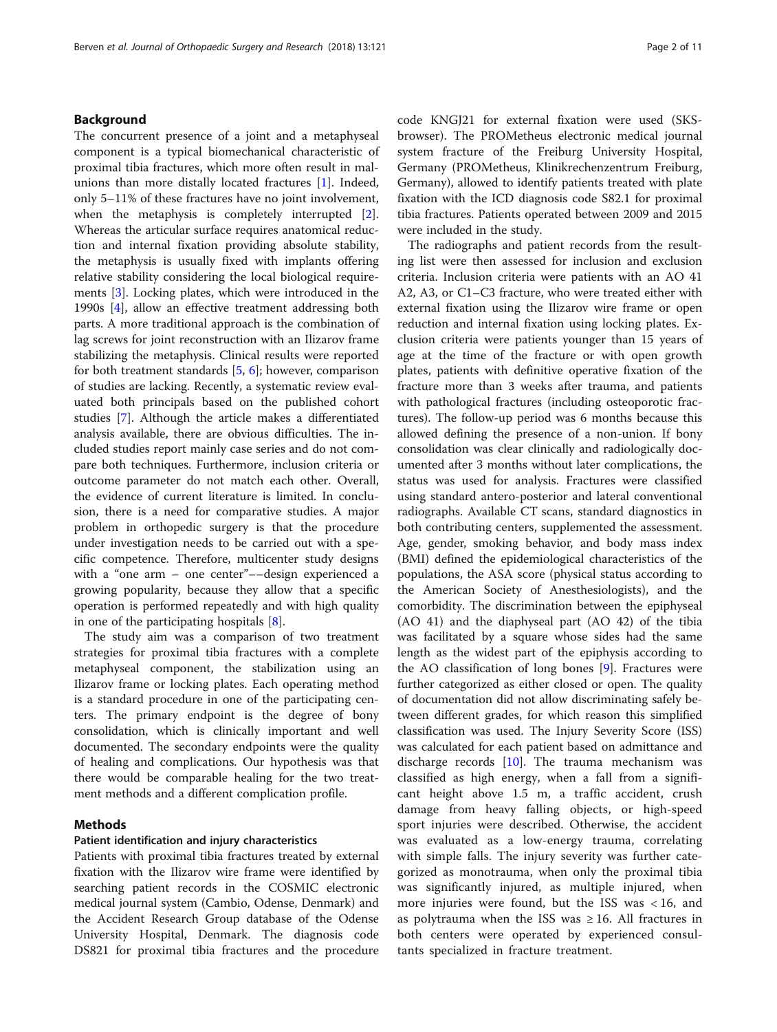## Background

The concurrent presence of a joint and a metaphyseal component is a typical biomechanical characteristic of proximal tibia fractures, which more often result in malunions than more distally located fractures [1]. Indeed, only 5–11% of these fractures have no joint involvement, when the metaphysis is completely interrupted [2]. Whereas the articular surface requires anatomical reduction and internal fixation providing absolute stability, the metaphysis is usually fixed with implants offering relative stability considering the local biological requirements [3]. Locking plates, which were introduced in the 1990s [4], allow an effective treatment addressing both parts. A more traditional approach is the combination of lag screws for joint reconstruction with an Ilizarov frame stabilizing the metaphysis. Clinical results were reported for both treatment standards [5, 6]; however, comparison of studies are lacking. Recently, a systematic review evaluated both principals based on the published cohort studies [7]. Although the article makes a differentiated analysis available, there are obvious difficulties. The included studies report mainly case series and do not compare both techniques. Furthermore, inclusion criteria or outcome parameter do not match each other. Overall, the evidence of current literature is limited. In conclusion, there is a need for comparative studies. A major problem in orthopedic surgery is that the procedure under investigation needs to be carried out with a specific competence. Therefore, multicenter study designs with a "one arm – one center"––design experienced a growing popularity, because they allow that a specific operation is performed repeatedly and with high quality in one of the participating hospitals [8].

The study aim was a comparison of two treatment strategies for proximal tibia fractures with a complete metaphyseal component, the stabilization using an Ilizarov frame or locking plates. Each operating method is a standard procedure in one of the participating centers. The primary endpoint is the degree of bony consolidation, which is clinically important and well documented. The secondary endpoints were the quality of healing and complications. Our hypothesis was that there would be comparable healing for the two treatment methods and a different complication profile.

## Methods

### Patient identification and injury characteristics

Patients with proximal tibia fractures treated by external fixation with the Ilizarov wire frame were identified by searching patient records in the COSMIC electronic medical journal system (Cambio, Odense, Denmark) and the Accident Research Group database of the Odense University Hospital, Denmark. The diagnosis code DS821 for proximal tibia fractures and the procedure code KNGJ21 for external fixation were used (SKS-browser). The PROMetheus electronic medical journal system fracture of the Freiburg University Hospital, Germany (PROMetheus, Klinikrechenzentrum Freiburg, Germany), allowed to identify patients treated with plate fixation with the ICD diagnosis code S82.1 for proximal tibia fractures. Patients operated between 2009 and 2015 were included in the study.

The radiographs and patient records from the resulting list were then assessed for inclusion and exclusion criteria. Inclusion criteria were patients with an AO 41 A2, A3, or C1–C3 fracture, who were treated either with external fixation using the Ilizarov wire frame or open reduction and internal fixation using locking plates. Exclusion criteria were patients younger than 15 years of age at the time of the fracture or with open growth plates, patients with definitive operative fixation of the fracture more than 3 weeks after trauma, and patients with pathological fractures (including osteoporotic fractures). The follow-up period was 6 months because this allowed defining the presence of a non-union. If bony consolidation was clear clinically and radiologically documented after 3 months without later complications, the status was used for analysis. Fractures were classified using standard antero-posterior and lateral conventional radiographs. Available CT scans, standard diagnostics in both contributing centers, supplemented the assessment. Age, gender, smoking behavior, and body mass index (BMI) defined the epidemiological characteristics of the populations, the ASA score (physical status according to the American Society of Anesthesiologists), and the comorbidity. The discrimination between the epiphyseal (AO 41) and the diaphyseal part (AO 42) of the tibia was facilitated by a square whose sides had the same length as the widest part of the epiphysis according to the AO classification of long bones [9]. Fractures were further categorized as either closed or open. The quality of documentation did not allow discriminating safely between different grades, for which reason this simplified classification was used. The Injury Severity Score (ISS) was calculated for each patient based on admittance and discharge records [10]. The trauma mechanism was classified as high energy, when a fall from a significant height above 1.5 m, a traffic accident, crush damage from heavy falling objects, or high-speed sport injuries were described. Otherwise, the accident was evaluated as a low-energy trauma, correlating with simple falls. The injury severity was further categorized as monotrauma, when only the proximal tibia was significantly injured, as multiple injured, when more injuries were found, but the ISS was $< 16$, and as polytrauma when the ISS was $\geq 16$. All fractures in both centers were operated by experienced consultants specialized in fracture treatment.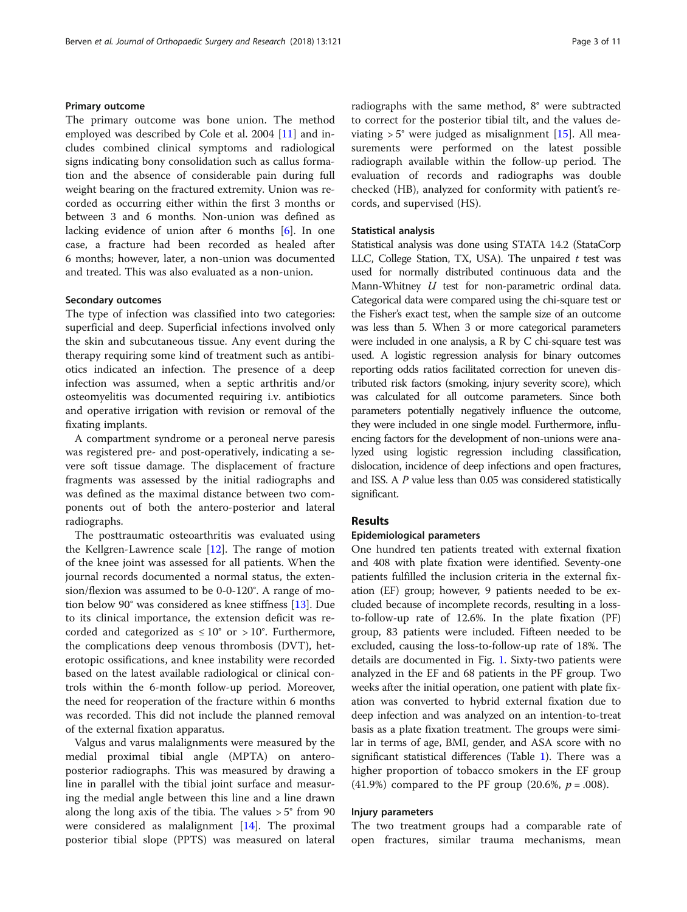### Primary outcome

The primary outcome was bone union. The method employed was described by Cole et al. 2004 [11] and includes combined clinical symptoms and radiological signs indicating bony consolidation such as callus formation and the absence of considerable pain during full weight bearing on the fractured extremity. Union was recorded as occurring either within the first 3 months or between 3 and 6 months. Non-union was defined as lacking evidence of union after 6 months [6]. In one case, a fracture had been recorded as healed after 6 months; however, later, a non-union was documented and treated. This was also evaluated as a non-union.

### Secondary outcomes

The type of infection was classified into two categories: superficial and deep. Superficial infections involved only the skin and subcutaneous tissue. Any event during the therapy requiring some kind of treatment such as antibiotics indicated an infection. The presence of a deep infection was assumed, when a septic arthritis and/or osteomyelitis was documented requiring i.v. antibiotics and operative irrigation with revision or removal of the fixating implants.

A compartment syndrome or a peroneal nerve paresis was registered pre- and post-operatively, indicating a severe soft tissue damage. The displacement of fracture fragments was assessed by the initial radiographs and was defined as the maximal distance between two components out of both the antero-posterior and lateral radiographs.

The posttraumatic osteoarthritis was evaluated using the Kellgren-Lawrence scale [12]. The range of motion of the knee joint was assessed for all patients. When the journal records documented a normal status, the extension/flexion was assumed to be 0-0-120°. A range of motion below 90° was considered as knee stiffness [13]. Due to its clinical importance, the extension deficit was recorded and categorized as ≤ 10° or > 10°. Furthermore, the complications deep venous thrombosis (DVT), heterotopic ossifications, and knee instability were recorded based on the latest available radiological or clinical controls within the 6-month follow-up period. Moreover, the need for reoperation of the fracture within 6 months was recorded. This did not include the planned removal of the external fixation apparatus.

Valgus and varus malalignments were measured by the medial proximal tibial angle (MPTA) on antero-posterior radiographs. This was measured by drawing a line in parallel with the tibial joint surface and measuring the medial angle between this line and a line drawn along the long axis of the tibia. The values > 5° from 90 were considered as malalignment [14]. The proximal posterior tibial slope (PPTS) was measured on lateral radiographs with the same method, 8° were subtracted to correct for the posterior tibial tilt, and the values deviating > 5° were judged as misalignment [15]. All measurements were performed on the latest possible radiograph available within the follow-up period. The evaluation of records and radiographs was double checked (HB), analyzed for conformity with patient's records, and supervised (HS).

### Statistical analysis

Statistical analysis was done using STATA 14.2 (StataCorp LLC, College Station, TX, USA). The unpaired $t$ test was used for normally distributed continuous data and the Mann-Whitney $U$ test for non-parametric ordinal data. Categorical data were compared using the chi-square test or the Fisher's exact test, when the sample size of an outcome was less than 5. When 3 or more categorical parameters were included in one analysis, a R by C chi-square test was used. A logistic regression analysis for binary outcomes reporting odds ratios facilitated correction for uneven distributed risk factors (smoking, injury severity score), which was calculated for all outcome parameters. Since both parameters potentially negatively influence the outcome, they were included in one single model. Furthermore, influencing factors for the development of non-unions were analyzed using logistic regression including classification, dislocation, incidence of deep infections and open fractures, and ISS. A $P$ value less than 0.05 was considered statistically significant.

## Results

### Epidemiological parameters

One hundred ten patients treated with external fixation and 408 with plate fixation were identified. Seventy-one patients fulfilled the inclusion criteria in the external fixation (EF) group; however, 9 patients needed to be excluded because of incomplete records, resulting in a loss-to-follow-up rate of 12.6%. In the plate fixation (PF) group, 83 patients were included. Fifteen needed to be excluded, causing the loss-to-follow-up rate of 18%. The details are documented in Fig. 1. Sixty-two patients were analyzed in the EF and 68 patients in the PF group. Two weeks after the initial operation, one patient with plate fixation was converted to hybrid external fixation due to deep infection and was analyzed on an intention-to-treat basis as a plate fixation treatment. The groups were similar in terms of age, BMI, gender, and ASA score with no significant statistical differences (Table 1). There was a higher proportion of tobacco smokers in the EF group (41.9%) compared to the PF group (20.6%, $p = .008$).

### Injury parameters

The two treatment groups had a comparable rate of open fractures, similar trauma mechanisms, mean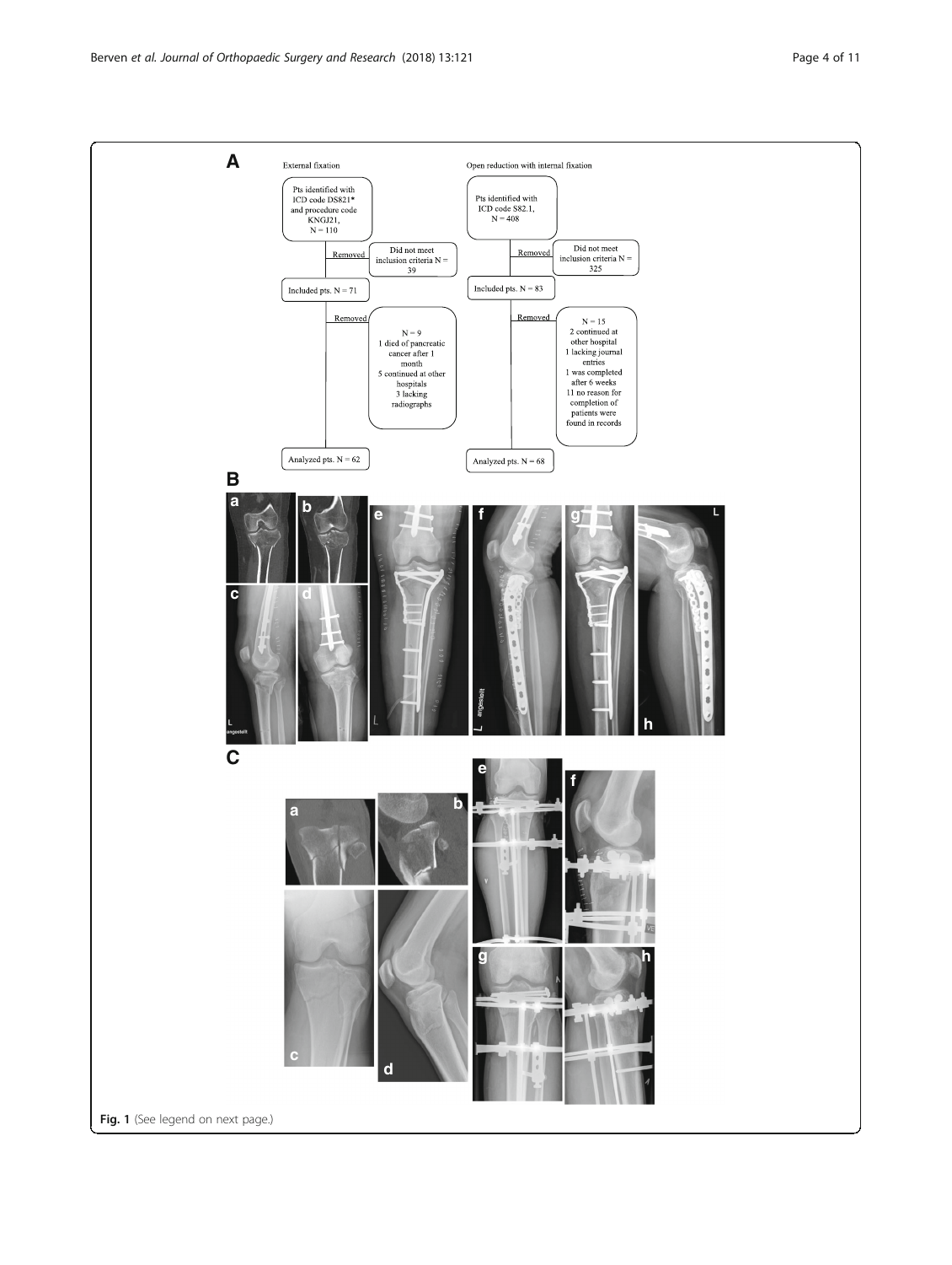**A**

External fixation

- Pts identified with ICD code DS821* and procedure code KNGJ21, N = 110
  - Removed: Did not meet inclusion criteria N = 39
- Included pts. N = 71
  - Removed: N = 9
    - 1 died of pancreatic cancer after 1 month
    - 5 continued at other hospitals
    - 3 lacking radiographs
- Analyzed pts. N = 62

Open reduction with internal fixation

- Pts identified with ICD code S82.1, N = 408
  - Removed: Did not meet inclusion criteria N = 325
- Included pts. N = 83
  - Removed: N = 15
    - 2 continued at other hospital
    - 1 lacking journal entries
    - 1 was completed after 6 weeks
    - 11 no reason for completion of patients were found in records
- Analyzed pts. N = 68

**B**

**C**

**Fig. 1** (See legend on next page.)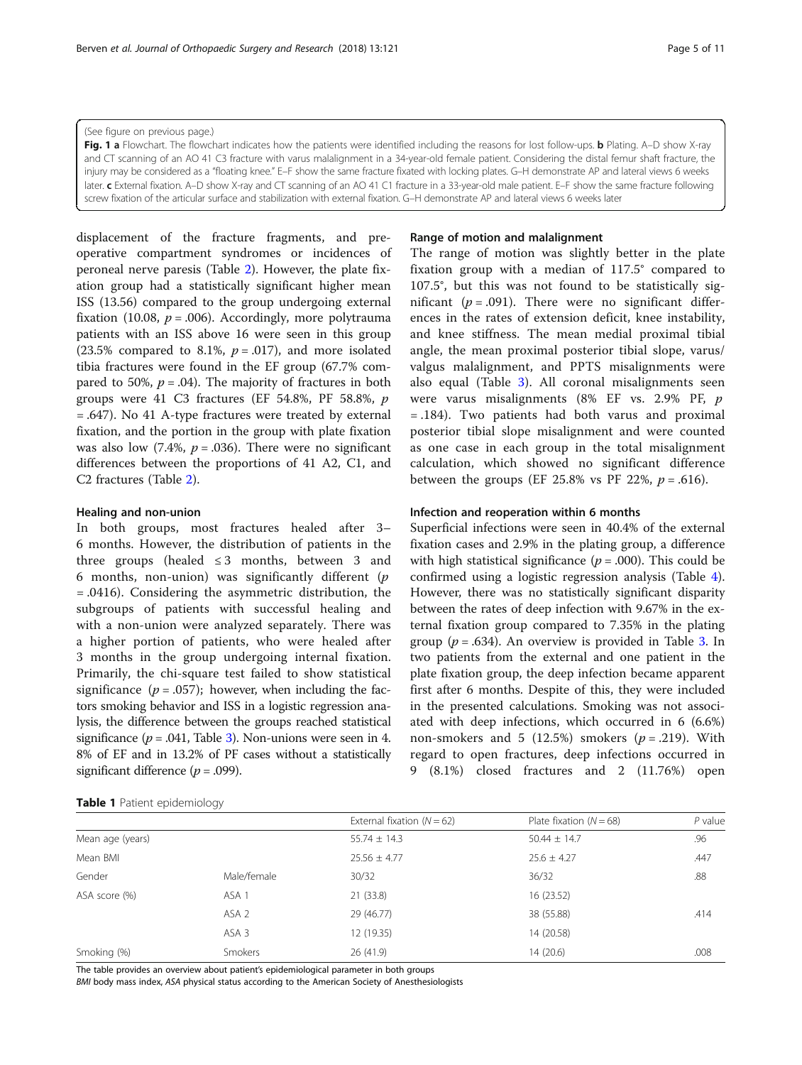(See figure on previous page.)

**Fig. 1 a** Flowchart. The flowchart indicates how the patients were identified including the reasons for lost follow-ups. **b** Plating. A–D show X-ray and CT scanning of an AO 41 C3 fracture with varus malalignment in a 34-year-old female patient. Considering the distal femur shaft fracture, the injury may be considered as a "floating knee." E–F show the same fracture fixated with locking plates. G–H demonstrate AP and lateral views 6 weeks later. **c** External fixation. A–D show X-ray and CT scanning of an AO 41 C1 fracture in a 33-year-old male patient. E–F show the same fracture following screw fixation of the articular surface and stabilization with external fixation. G–H demonstrate AP and lateral views 6 weeks later

displacement of the fracture fragments, and preoperative compartment syndromes or incidences of peroneal nerve paresis (Table 2). However, the plate fixation group had a statistically significant higher mean ISS (13.56) compared to the group undergoing external fixation (10.08, $p = .006$). Accordingly, more polytrauma patients with an ISS above 16 were seen in this group (23.5% compared to 8.1%, $p = .017$), and more isolated tibia fractures were found in the EF group (67.7% compared to 50%, $p = .04$). The majority of fractures in both groups were 41 C3 fractures (EF 54.8%, PF 58.8%, $p = .647$). No 41 A-type fractures were treated by external fixation, and the portion in the group with plate fixation was also low (7.4%, $p = .036$). There were no significant differences between the proportions of 41 A2, C1, and C2 fractures (Table 2).

### Healing and non-union

In both groups, most fractures healed after 3–6 months. However, the distribution of patients in the three groups (healed ≤ 3 months, between 3 and 6 months, non-union) was significantly different ($p = .0416$). Considering the asymmetric distribution, the subgroups of patients with successful healing and with a non-union were analyzed separately. There was a higher portion of patients, who were healed after 3 months in the group undergoing internal fixation. Primarily, the chi-square test failed to show statistical significance ($p = .057$); however, when including the factors smoking behavior and ISS in a logistic regression analysis, the difference between the groups reached statistical significance ($p = .041$, Table 3). Non-unions were seen in 4.8% of EF and in 13.2% of PF cases without a statistically significant difference ($p = .099$).

### Range of motion and malalignment

The range of motion was slightly better in the plate fixation group with a median of 117.5° compared to 107.5°, but this was not found to be statistically significant ($p = .091$). There were no significant differences in the rates of extension deficit, knee instability, and knee stiffness. The mean medial proximal tibial angle, the mean proximal posterior tibial slope, varus/valgus malalignment, and PPTS misalignments were also equal (Table 3). All coronal misalignments seen were varus misalignments (8% EF vs. 2.9% PF, $p = .184$). Two patients had both varus and proximal posterior tibial slope misalignment and were counted as one case in each group in the total misalignment calculation, which showed no significant difference between the groups (EF 25.8% vs PF 22%, $p = .616$).

### Infection and reoperation within 6 months

Superficial infections were seen in 40.4% of the external fixation cases and 2.9% in the plating group, a difference with high statistical significance ($p = .000$). This could be confirmed using a logistic regression analysis (Table 4). However, there was no statistically significant disparity between the rates of deep infection with 9.67% in the external fixation group compared to 7.35% in the plating group ($p = .634$). An overview is provided in Table 3. In two patients from the external and one patient in the plate fixation group, the deep infection became apparent first after 6 months. Despite of this, they were included in the presented calculations. Smoking was not associated with deep infections, which occurred in 6 (6.6%) non-smokers and 5 (12.5%) smokers ($p = .219$). With regard to open fractures, deep infections occurred in 9 (8.1%) closed fractures and 2 (11.76%) open

**Table 1** Patient epidemiology

| | | External fixation ($N = 62$) | Plate fixation ($N = 68$) | *P* value |
|---|---|---|---|---|
| Mean age (years) | | 55.74 ± 14.3 | 50.44 ± 14.7 | .96 |
| Mean BMI | | 25.56 ± 4.77 | 25.6 ± 4.27 | .447 |
| Gender | Male/female | 30/32 | 36/32 | .88 |
| ASA score (%) | ASA 1 | 21 (33.8) | 16 (23.52) | |
| | ASA 2 | 29 (46.77) | 38 (55.88) | .414 |
| | ASA 3 | 12 (19.35) | 14 (20.58) | |
| Smoking (%) | Smokers | 26 (41.9) | 14 (20.6) | .008 |

The table provides an overview about patient's epidemiological parameter in both groups

*BMI* body mass index, *ASA* physical status according to the American Society of Anesthesiologists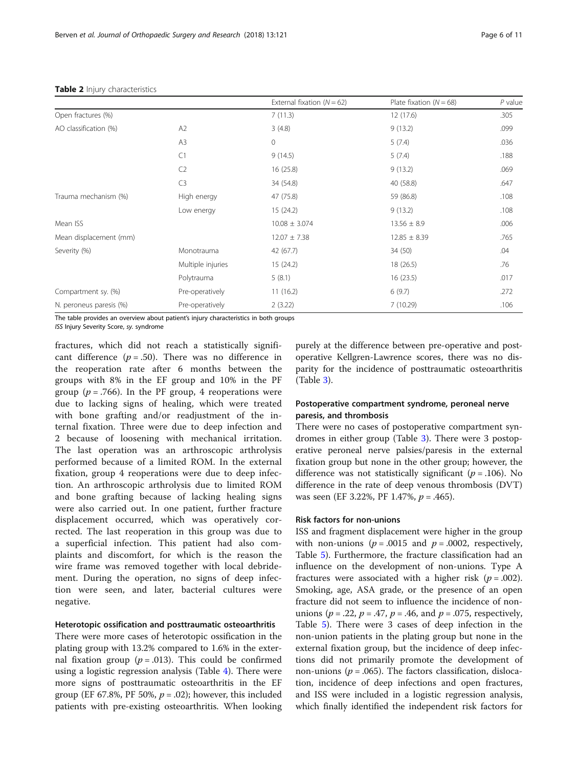**Table 2** Injury characteristics

| | | External fixation ($N = 62$) | Plate fixation ($N = 68$) | $P$ value |
|---|---|---|---|---|
| Open fractures (%) | | 7 (11.3) | 12 (17.6) | .305 |
| AO classification (%) | A2 | 3 (4.8) | 9 (13.2) | .099 |
| | A3 | 0 | 5 (7.4) | .036 |
| | C1 | 9 (14.5) | 5 (7.4) | .188 |
| | C2 | 16 (25.8) | 9 (13.2) | .069 |
| | C3 | 34 (54.8) | 40 (58.8) | .647 |
| Trauma mechanism (%) | High energy | 47 (75.8) | 59 (86.8) | .108 |
| | Low energy | 15 (24.2) | 9 (13.2) | .108 |
| Mean ISS | | 10.08 ± 3.074 | 13.56 ± 8.9 | .006 |
| Mean displacement (mm) | | 12.07 ± 7.38 | 12.85 ± 8.39 | .765 |
| Severity (%) | Monotrauma | 42 (67.7) | 34 (50) | .04 |
| | Multiple injuries | 15 (24.2) | 18 (26.5) | .76 |
| | Polytrauma | 5 (8.1) | 16 (23.5) | .017 |
| Compartment sy. (%) | Pre-operatively | 11 (16.2) | 6 (9.7) | .272 |
| N. peroneus paresis (%) | Pre-operatively | 2 (3.22) | 7 (10.29) | .106 |

The table provides an overview about patient's injury characteristics in both groups
*ISS* Injury Severity Score, *sy.* syndrome

fractures, which did not reach a statistically significant difference ($p = .50$). There was no difference in the reoperation rate after 6 months between the groups with 8% in the EF group and 10% in the PF group ($p = .766$). In the PF group, 4 reoperations were due to lacking signs of healing, which were treated with bone grafting and/or readjustment of the internal fixation. Three were due to deep infection and 2 because of loosening with mechanical irritation. The last operation was an arthroscopic arthrolysis performed because of a limited ROM. In the external fixation, group 4 reoperations were due to deep infection. An arthroscopic arthrolysis due to limited ROM and bone grafting because of lacking healing signs were also carried out. In one patient, further fracture displacement occurred, which was operatively corrected. The last reoperation in this group was due to a superficial infection. This patient had also complaints and discomfort, for which is the reason the wire frame was removed together with local debridement. During the operation, no signs of deep infection were seen, and later, bacterial cultures were negative.

#### Heterotopic ossification and posttraumatic osteoarthritis

There were more cases of heterotopic ossification in the plating group with 13.2% compared to 1.6% in the external fixation group ($p = .013$). This could be confirmed using a logistic regression analysis (Table 4). There were more signs of posttraumatic osteoarthritis in the EF group (EF 67.8%, PF 50%, $p = .02$); however, this included patients with pre-existing osteoarthritis. When looking purely at the difference between pre-operative and postoperative Kellgren-Lawrence scores, there was no disparity for the incidence of posttraumatic osteoarthritis (Table 3).

#### Postoperative compartment syndrome, peroneal nerve paresis, and thrombosis

There were no cases of postoperative compartment syndromes in either group (Table 3). There were 3 postoperative peroneal nerve palsies/paresis in the external fixation group but none in the other group; however, the difference was not statistically significant ($p = .106$). No difference in the rate of deep venous thrombosis (DVT) was seen (EF 3.22%, PF 1.47%, $p = .465$).

#### Risk factors for non-unions

ISS and fragment displacement were higher in the group with non-unions ($p = .0015$ and $p = .0002$, respectively, Table 5). Furthermore, the fracture classification had an influence on the development of non-unions. Type A fractures were associated with a higher risk ($p = .002$). Smoking, age, ASA grade, or the presence of an open fracture did not seem to influence the incidence of non-unions ($p = .22$, $p = .47$, $p = .46$, and $p = .075$, respectively, Table 5). There were 3 cases of deep infection in the non-union patients in the plating group but none in the external fixation group, but the incidence of deep infections did not primarily promote the development of non-unions ($p = .065$). The factors classification, dislocation, incidence of deep infections and open fractures, and ISS were included in a logistic regression analysis, which finally identified the independent risk factors for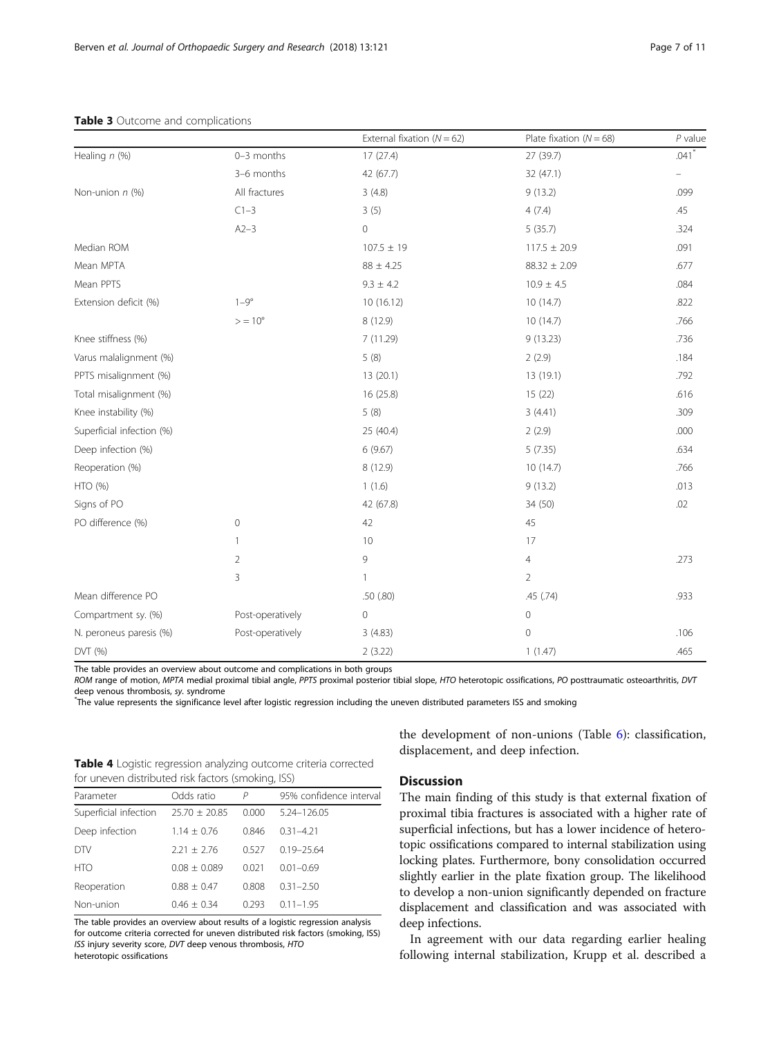**Table 3** Outcome and complications

| | | External fixation ($N = 62$) | Plate fixation ($N = 68$) | $P$ value |
|---|---|---|---|---|
| Healing $n$ (%) | 0–3 months | 17 (27.4) | 27 (39.7) | .041* |
| | 3–6 months | 42 (67.7) | 32 (47.1) | – |
| Non-union $n$ (%) | All fractures | 3 (4.8) | 9 (13.2) | .099 |
| | C1–3 | 3 (5) | 4 (7.4) | .45 |
| | A2–3 | 0 | 5 (35.7) | .324 |
| Median ROM | | 107.5 ± 19 | 117.5 ± 20.9 | .091 |
| Mean MPTA | | 88 ± 4.25 | 88.32 ± 2.09 | .677 |
| Mean PPTS | | 9.3 ± 4.2 | 10.9 ± 4.5 | .084 |
| Extension deficit (%) | 1–9° | 10 (16.12) | 10 (14.7) | .822 |
| | >= 10° | 8 (12.9) | 10 (14.7) | .766 |
| Knee stiffness (%) | | 7 (11.29) | 9 (13.23) | .736 |
| Varus malalignment (%) | | 5 (8) | 2 (2.9) | .184 |
| PPTS misalignment (%) | | 13 (20.1) | 13 (19.1) | .792 |
| Total misalignment (%) | | 16 (25.8) | 15 (22) | .616 |
| Knee instability (%) | | 5 (8) | 3 (4.41) | .309 |
| Superficial infection (%) | | 25 (40.4) | 2 (2.9) | .000 |
| Deep infection (%) | | 6 (9.67) | 5 (7.35) | .634 |
| Reoperation (%) | | 8 (12.9) | 10 (14.7) | .766 |
| HTO (%) | | 1 (1.6) | 9 (13.2) | .013 |
| Signs of PO | | 42 (67.8) | 34 (50) | .02 |
| PO difference (%) | 0 | 42 | 45 | |
| | 1 | 10 | 17 | |
| | 2 | 9 | 4 | .273 |
| | 3 | 1 | 2 | |
| Mean difference PO | | .50 (.80) | .45 (.74) | .933 |
| Compartment sy. (%) | Post-operatively | 0 | 0 | |
| N. peroneus paresis (%) | Post-operatively | 3 (4.83) | 0 | .106 |
| DVT (%) | | 2 (3.22) | 1 (1.47) | .465 |

The table provides an overview about outcome and complications in both groups

*ROM* range of motion, *MPTA* medial proximal tibial angle, *PPTS* proximal posterior tibial slope, *HTO* heterotopic ossifications, *PO* posttraumatic osteoarthritis, *DVT* deep venous thrombosis, *sy.* syndrome

*The value represents the significance level after logistic regression including the uneven distributed parameters ISS and smoking

**Table 4** Logistic regression analyzing outcome criteria corrected for uneven distributed risk factors (smoking, ISS)

| Parameter | Odds ratio | $P$ | 95% confidence interval |
|---|---|---|---|
| Superficial infection | 25.70 ± 20.85 | 0.000 | 5.24–126.05 |
| Deep infection | 1.14 ± 0.76 | 0.846 | 0.31–4.21 |
| DTV | 2.21 ± 2.76 | 0.527 | 0.19–25.64 |
| HTO | 0.08 ± 0.089 | 0.021 | 0.01–0.69 |
| Reoperation | 0.88 ± 0.47 | 0.808 | 0.31–2.50 |
| Non-union | 0.46 ± 0.34 | 0.293 | 0.11–1.95 |

The table provides an overview about results of a logistic regression analysis for outcome criteria corrected for uneven distributed risk factors (smoking, ISS) *ISS* injury severity score, *DVT* deep venous thrombosis, *HTO* heterotopic ossifications

the development of non-unions (Table 6): classification, displacement, and deep infection.

## Discussion

The main finding of this study is that external fixation of proximal tibia fractures is associated with a higher rate of superficial infections, but has a lower incidence of heterotopic ossifications compared to internal stabilization using locking plates. Furthermore, bony consolidation occurred slightly earlier in the plate fixation group. The likelihood to develop a non-union significantly depended on fracture displacement and classification and was associated with deep infections.

In agreement with our data regarding earlier healing following internal stabilization, Krupp et al. described a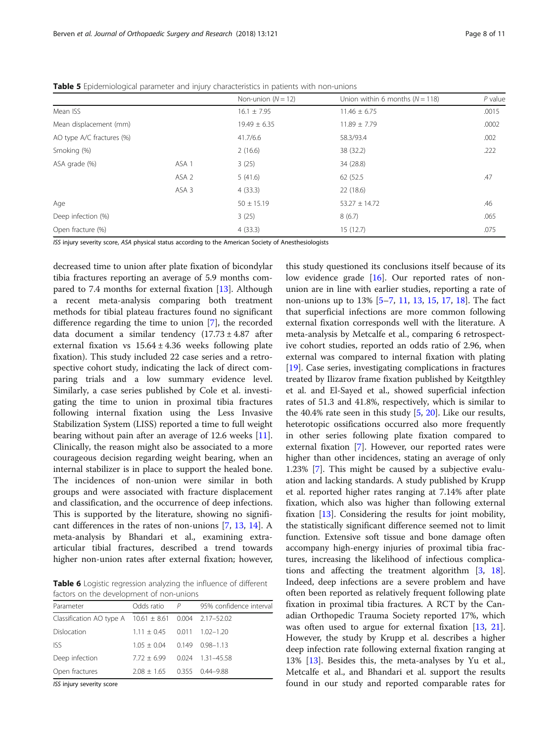**Table 5** Epidemiological parameter and injury characteristics in patients with non-unions

| | | Non-union ($N = 12$) | Union within 6 months ($N = 118$) | $P$ value |
|---|---|---|---|---|
| Mean ISS | | 16.1 ± 7.95 | 11.46 ± 6.75 | .0015 |
| Mean displacement (mm) | | 19.49 ± 6.35 | 11.89 ± 7.79 | .0002 |
| AO type A/C fractures (%) | | 41.7/6.6 | 58.3/93.4 | .002 |
| Smoking (%) | | 2 (16.6) | 38 (32.2) | .222 |
| ASA grade (%) | ASA 1 | 3 (25) | 34 (28.8) | |
| | ASA 2 | 5 (41.6) | 62 (52.5 | .47 |
| | ASA 3 | 4 (33.3) | 22 (18.6) | |
| Age | | 50 ± 15.19 | 53.27 ± 14.72 | .46 |
| Deep infection (%) | | 3 (25) | 8 (6.7) | .065 |
| Open fracture (%) | | 4 (33.3) | 15 (12.7) | .075 |

*ISS* injury severity score, *ASA* physical status according to the American Society of Anesthesiologists

decreased time to union after plate fixation of bicondylar tibia fractures reporting an average of 5.9 months compared to 7.4 months for external fixation [13]. Although a recent meta-analysis comparing both treatment methods for tibial plateau fractures found no significant difference regarding the time to union [7], the recorded data document a similar tendency (17.73 ± 4.87 after external fixation vs 15.64 ± 4.36 weeks following plate fixation). This study included 22 case series and a retrospective cohort study, indicating the lack of direct comparing trials and a low summary evidence level. Similarly, a case series published by Cole et al. investigating the time to union in proximal tibia fractures following internal fixation using the Less Invasive Stabilization System (LISS) reported a time to full weight bearing without pain after an average of 12.6 weeks [11]. Clinically, the reason might also be associated to a more courageous decision regarding weight bearing, when an internal stabilizer is in place to support the healed bone. The incidences of non-union were similar in both groups and were associated with fracture displacement and classification, and the occurrence of deep infections. This is supported by the literature, showing no significant differences in the rates of non-unions [7, 13, 14]. A meta-analysis by Bhandari et al., examining extra-articular tibial fractures, described a trend towards higher non-union rates after external fixation; however,

**Table 6** Logistic regression analyzing the influence of different factors on the development of non-unions

| Parameter | Odds ratio | $P$ | 95% confidence interval |
|---|---|---|---|
| Classification AO type A | 10.61 ± 8.61 | 0.004 | 2.17–52.02 |
| Dislocation | 1.11 ± 0.45 | 0.011 | 1.02–1.20 |
| ISS | 1.05 ± 0.04 | 0.149 | 0.98–1.13 |
| Deep infection | 7.72 ± 6.99 | 0.024 | 1.31–45.58 |
| Open fractures | 2.08 ± 1.65 | 0.355 | 0.44–9.88 |

*ISS* injury severity score

this study questioned its conclusions itself because of its low evidence grade [16]. Our reported rates of non-union are in line with earlier studies, reporting a rate of non-unions up to 13% [5–7, 11, 13, 15, 17, 18]. The fact that superficial infections are more common following external fixation corresponds well with the literature. A meta-analysis by Metcalfe et al., comparing 6 retrospective cohort studies, reported an odds ratio of 2.96, when external was compared to internal fixation with plating [19]. Case series, investigating complications in fractures treated by Ilizarov frame fixation published by Keitgthley et al. and El-Sayed et al., showed superficial infection rates of 51.3 and 41.8%, respectively, which is similar to the 40.4% rate seen in this study [5, 20]. Like our results, heterotopic ossifications occurred also more frequently in other series following plate fixation compared to external fixation [7]. However, our reported rates were higher than other incidences, stating an average of only 1.23% [7]. This might be caused by a subjective evaluation and lacking standards. A study published by Krupp et al. reported higher rates ranging at 7.14% after plate fixation, which also was higher than following external fixation [13]. Considering the results for joint mobility, the statistically significant difference seemed not to limit function. Extensive soft tissue and bone damage often accompany high-energy injuries of proximal tibia fractures, increasing the likelihood of infectious complications and affecting the treatment algorithm [3, 18]. Indeed, deep infections are a severe problem and have often been reported as relatively frequent following plate fixation in proximal tibia fractures. A RCT by the Canadian Orthopedic Trauma Society reported 17%, which was often used to argue for external fixation [13, 21]. However, the study by Krupp et al. describes a higher deep infection rate following external fixation ranging at 13% [13]. Besides this, the meta-analyses by Yu et al., Metcalfe et al., and Bhandari et al. support the results found in our study and reported comparable rates for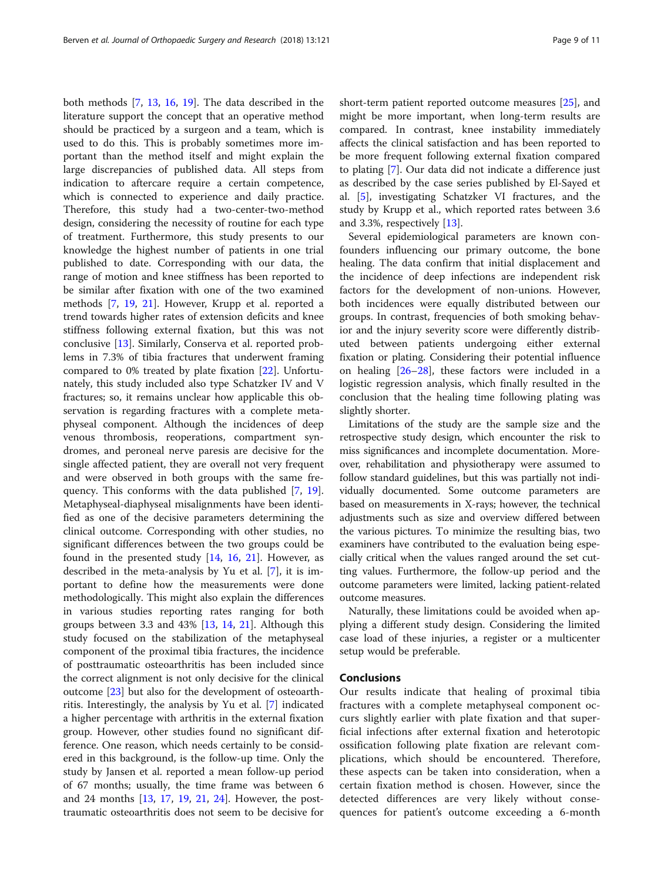both methods [7, 13, 16, 19]. The data described in the literature support the concept that an operative method should be practiced by a surgeon and a team, which is used to do this. This is probably sometimes more important than the method itself and might explain the large discrepancies of published data. All steps from indication to aftercare require a certain competence, which is connected to experience and daily practice. Therefore, this study had a two-center-two-method design, considering the necessity of routine for each type of treatment. Furthermore, this study presents to our knowledge the highest number of patients in one trial published to date. Corresponding with our data, the range of motion and knee stiffness has been reported to be similar after fixation with one of the two examined methods [7, 19, 21]. However, Krupp et al. reported a trend towards higher rates of extension deficits and knee stiffness following external fixation, but this was not conclusive [13]. Similarly, Conserva et al. reported problems in 7.3% of tibia fractures that underwent framing compared to 0% treated by plate fixation [22]. Unfortunately, this study included also type Schatzker IV and V fractures; so, it remains unclear how applicable this observation is regarding fractures with a complete metaphyseal component. Although the incidences of deep venous thrombosis, reoperations, compartment syndromes, and peroneal nerve paresis are decisive for the single affected patient, they are overall not very frequent and were observed in both groups with the same frequency. This conforms with the data published [7, 19]. Metaphyseal-diaphyseal misalignments have been identified as one of the decisive parameters determining the clinical outcome. Corresponding with other studies, no significant differences between the two groups could be found in the presented study [14, 16, 21]. However, as described in the meta-analysis by Yu et al. [7], it is important to define how the measurements were done methodologically. This might also explain the differences in various studies reporting rates ranging for both groups between 3.3 and 43% [13, 14, 21]. Although this study focused on the stabilization of the metaphyseal component of the proximal tibia fractures, the incidence of posttraumatic osteoarthritis has been included since the correct alignment is not only decisive for the clinical outcome [23] but also for the development of osteoarthritis. Interestingly, the analysis by Yu et al. [7] indicated a higher percentage with arthritis in the external fixation group. However, other studies found no significant difference. One reason, which needs certainly to be considered in this background, is the follow-up time. Only the study by Jansen et al. reported a mean follow-up period of 67 months; usually, the time frame was between 6 and 24 months [13, 17, 19, 21, 24]. However, the posttraumatic osteoarthritis does not seem to be decisive for short-term patient reported outcome measures [25], and might be more important, when long-term results are compared. In contrast, knee instability immediately affects the clinical satisfaction and has been reported to be more frequent following external fixation compared to plating [7]. Our data did not indicate a difference just as described by the case series published by El-Sayed et al. [5], investigating Schatzker VI fractures, and the study by Krupp et al., which reported rates between 3.6 and 3.3%, respectively [13].

Several epidemiological parameters are known confounders influencing our primary outcome, the bone healing. The data confirm that initial displacement and the incidence of deep infections are independent risk factors for the development of non-unions. However, both incidences were equally distributed between our groups. In contrast, frequencies of both smoking behavior and the injury severity score were differently distributed between patients undergoing either external fixation or plating. Considering their potential influence on healing [26–28], these factors were included in a logistic regression analysis, which finally resulted in the conclusion that the healing time following plating was slightly shorter.

Limitations of the study are the sample size and the retrospective study design, which encounter the risk to miss significances and incomplete documentation. Moreover, rehabilitation and physiotherapy were assumed to follow standard guidelines, but this was partially not individually documented. Some outcome parameters are based on measurements in X-rays; however, the technical adjustments such as size and overview differed between the various pictures. To minimize the resulting bias, two examiners have contributed to the evaluation being especially critical when the values ranged around the set cutting values. Furthermore, the follow-up period and the outcome parameters were limited, lacking patient-related outcome measures.

Naturally, these limitations could be avoided when applying a different study design. Considering the limited case load of these injuries, a register or a multicenter setup would be preferable.

## Conclusions

Our results indicate that healing of proximal tibia fractures with a complete metaphyseal component occurs slightly earlier with plate fixation and that superficial infections after external fixation and heterotopic ossification following plate fixation are relevant complications, which should be encountered. Therefore, these aspects can be taken into consideration, when a certain fixation method is chosen. However, since the detected differences are very likely without consequences for patient's outcome exceeding a 6-month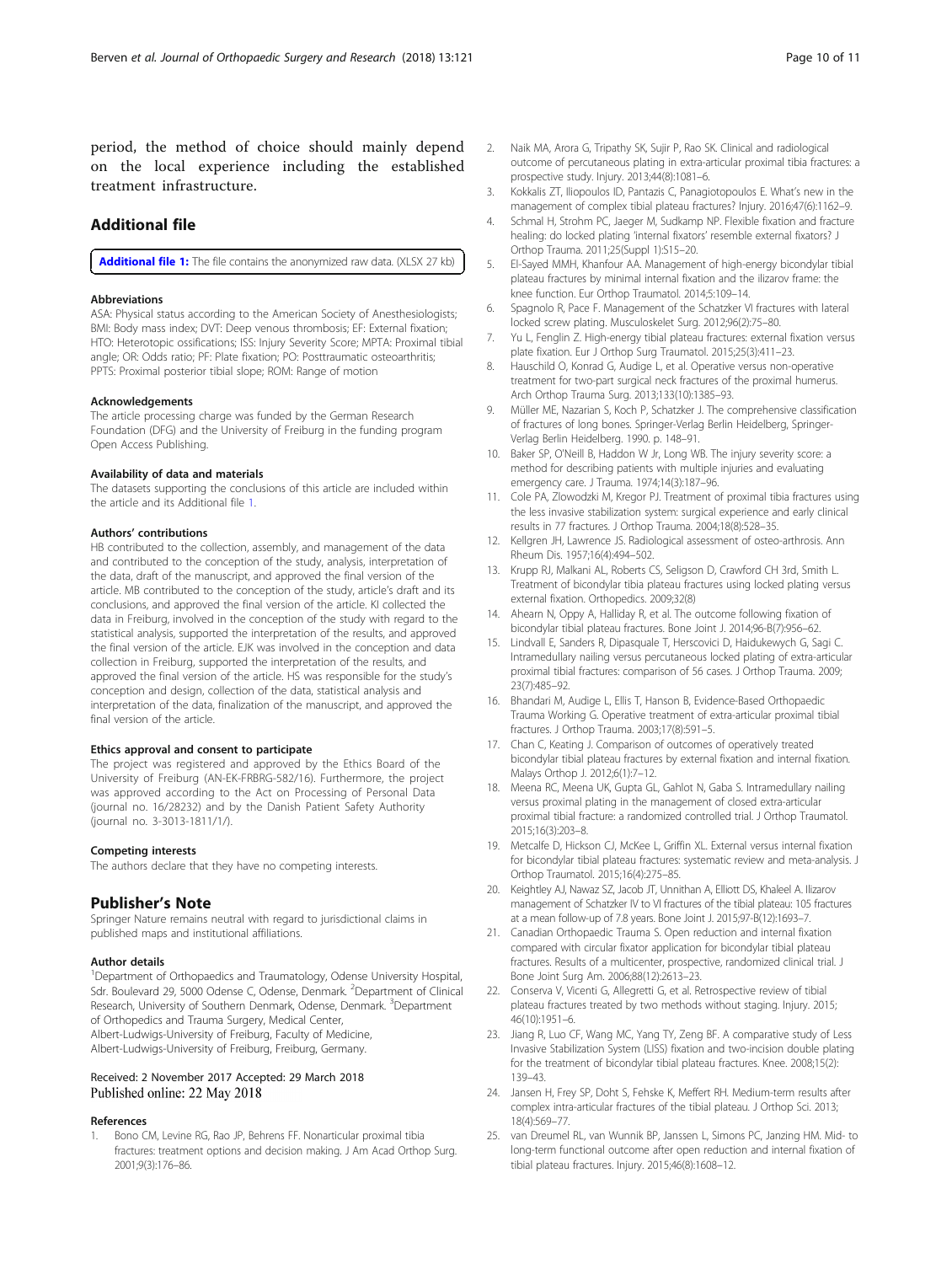period, the method of choice should mainly depend on the local experience including the established treatment infrastructure.

## Additional file

**Additional file 1:** The file contains the anonymized raw data. (XLSX 27 kb)

#### Abbreviations

ASA: Physical status according to the American Society of Anesthesiologists; BMI: Body mass index; DVT: Deep venous thrombosis; EF: External fixation; HTO: Heterotopic ossifications; ISS: Injury Severity Score; MPTA: Proximal tibial angle; OR: Odds ratio; PF: Plate fixation; PO: Posttraumatic osteoarthritis; PPTS: Proximal posterior tibial slope; ROM: Range of motion

#### Acknowledgements

The article processing charge was funded by the German Research Foundation (DFG) and the University of Freiburg in the funding program Open Access Publishing.

#### Availability of data and materials

The datasets supporting the conclusions of this article are included within the article and its Additional file 1.

#### Authors' contributions

HB contributed to the collection, assembly, and management of the data and contributed to the conception of the study, analysis, interpretation of the data, draft of the manuscript, and approved the final version of the article. MB contributed to the conception of the study, article's draft and its conclusions, and approved the final version of the article. KI collected the data in Freiburg, involved in the conception of the study with regard to the statistical analysis, supported the interpretation of the results, and approved the final version of the article. EJK was involved in the conception and data collection in Freiburg, supported the interpretation of the results, and approved the final version of the article. HS was responsible for the study's conception and design, collection of the data, statistical analysis and interpretation of the data, finalization of the manuscript, and approved the final version of the article.

#### Ethics approval and consent to participate

The project was registered and approved by the Ethics Board of the University of Freiburg (AN-EK-FRBRG-582/16). Furthermore, the project was approved according to the Act on Processing of Personal Data (journal no. 16/28232) and by the Danish Patient Safety Authority (journal no. 3-3013-1811/1/).

#### Competing interests

The authors declare that they have no competing interests.

## Publisher's Note

Springer Nature remains neutral with regard to jurisdictional claims in published maps and institutional affiliations.

#### Author details

[1]Department of Orthopaedics and Traumatology, Odense University Hospital, Sdr. Boulevard 29, 5000 Odense C, Odense, Denmark. [2]Department of Clinical Research, University of Southern Denmark, Odense, Denmark. [3]Department of Orthopedics and Trauma Surgery, Medical Center, Albert-Ludwigs-University of Freiburg, Faculty of Medicine, Albert-Ludwigs-University of Freiburg, Freiburg, Germany.

Received: 2 November 2017 Accepted: 29 March 2018
Published online: 22 May 2018

#### References

1. Bono CM, Levine RG, Rao JP, Behrens FF. Nonarticular proximal tibia fractures: treatment options and decision making. J Am Acad Orthop Surg. 2001;9(3):176–86.
2. Naik MA, Arora G, Tripathy SK, Sujir P, Rao SK. Clinical and radiological outcome of percutaneous plating in extra-articular proximal tibia fractures: a prospective study. Injury. 2013;44(8):1081–6.
3. Kokkalis ZT, Iliopoulos ID, Pantazis C, Panagiotopoulos E. What's new in the management of complex tibial plateau fractures? Injury. 2016;47(6):1162–9.
4. Schmal H, Strohm PC, Jaeger M, Sudkamp NP. Flexible fixation and fracture healing: do locked plating 'internal fixators' resemble external fixators? J Orthop Trauma. 2011;25(Suppl 1):S15–20.
5. El-Sayed MMH, Khanfour AA. Management of high-energy bicondylar tibial plateau fractures by minimal internal fixation and the ilizarov frame: the knee function. Eur Orthop Traumatol. 2014;5:109–14.
6. Spagnolo R, Pace F. Management of the Schatzker VI fractures with lateral locked screw plating. Musculoskelet Surg. 2012;96(2):75–80.
7. Yu L, Fenglin Z. High-energy tibial plateau fractures: external fixation versus plate fixation. Eur J Orthop Surg Traumatol. 2015;25(3):411–23.
8. Hauschild O, Konrad G, Audige L, et al. Operative versus non-operative treatment for two-part surgical neck fractures of the proximal humerus. Arch Orthop Trauma Surg. 2013;133(10):1385–93.
9. Müller ME, Nazarian S, Koch P, Schatzker J. The comprehensive classification of fractures of long bones. Springer-Verlag Berlin Heidelberg, Springer-Verlag Berlin Heidelberg. 1990. p. 148–91.
10. Baker SP, O'Neill B, Haddon W Jr, Long WB. The injury severity score: a method for describing patients with multiple injuries and evaluating emergency care. J Trauma. 1974;14(3):187–96.
11. Cole PA, Zlowodzki M, Kregor PJ. Treatment of proximal tibia fractures using the less invasive stabilization system: surgical experience and early clinical results in 77 fractures. J Orthop Trauma. 2004;18(8):528–35.
12. Kellgren JH, Lawrence JS. Radiological assessment of osteo-arthrosis. Ann Rheum Dis. 1957;16(4):494–502.
13. Krupp RJ, Malkani AL, Roberts CS, Seligson D, Crawford CH 3rd, Smith L. Treatment of bicondylar tibia plateau fractures using locked plating versus external fixation. Orthopedics. 2009;32(8)
14. Ahearn N, Oppy A, Halliday R, et al. The outcome following fixation of bicondylar tibial plateau fractures. Bone Joint J. 2014;96-B(7):956–62.
15. Lindvall E, Sanders R, Dipasquale T, Herscovici D, Haidukewych G, Sagi C. Intramedullary nailing versus percutaneous locked plating of extra-articular proximal tibial fractures: comparison of 56 cases. J Orthop Trauma. 2009; 23(7):485–92.
16. Bhandari M, Audige L, Ellis T, Hanson B, Evidence-Based Orthopaedic Trauma Working G. Operative treatment of extra-articular proximal tibial fractures. J Orthop Trauma. 2003;17(8):591–5.
17. Chan C, Keating J. Comparison of outcomes of operatively treated bicondylar tibial plateau fractures by external fixation and internal fixation. Malays Orthop J. 2012;6(1):7–12.
18. Meena RC, Meena UK, Gupta GL, Gahlot N, Gaba S. Intramedullary nailing versus proximal plating in the management of closed extra-articular proximal tibial fracture: a randomized controlled trial. J Orthop Traumatol. 2015;16(3):203–8.
19. Metcalfe D, Hickson CJ, McKee L, Griffin XL. External versus internal fixation for bicondylar tibial plateau fractures: systematic review and meta-analysis. J Orthop Traumatol. 2015;16(4):275–85.
20. Keightley AJ, Nawaz SZ, Jacob JT, Unnithan A, Elliott DS, Khaleel A. Ilizarov management of Schatzker IV to VI fractures of the tibial plateau: 105 fractures at a mean follow-up of 7.8 years. Bone Joint J. 2015;97-B(12):1693–7.
21. Canadian Orthopaedic Trauma S. Open reduction and internal fixation compared with circular fixator application for bicondylar tibial plateau fractures. Results of a multicenter, prospective, randomized clinical trial. J Bone Joint Surg Am. 2006;88(12):2613–23.
22. Conserva V, Vicenti G, Allegretti G, et al. Retrospective review of tibial plateau fractures treated by two methods without staging. Injury. 2015; 46(10):1951–6.
23. Jiang R, Luo CF, Wang MC, Yang TY, Zeng BF. A comparative study of Less Invasive Stabilization System (LISS) fixation and two-incision double plating for the treatment of bicondylar tibial plateau fractures. Knee. 2008;15(2): 139–43.
24. Jansen H, Frey SP, Doht S, Fehske K, Meffert RH. Medium-term results after complex intra-articular fractures of the tibial plateau. J Orthop Sci. 2013; 18(4):569–77.
25. van Dreumel RL, van Wunnik BP, Janssen L, Simons PC, Janzing HM. Mid- to long-term functional outcome after open reduction and internal fixation of tibial plateau fractures. Injury. 2015;46(8):1608–12.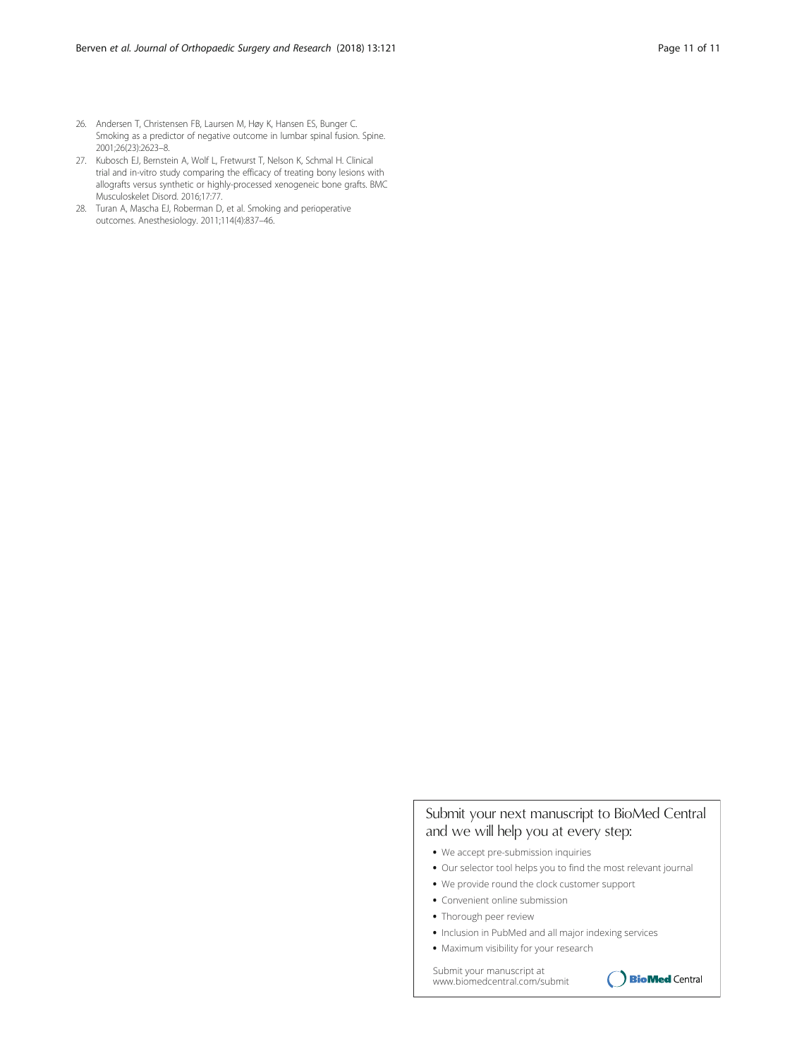26. Andersen T, Christensen FB, Laursen M, Høy K, Hansen ES, Bunger C. Smoking as a predictor of negative outcome in lumbar spinal fusion. Spine. 2001;26(23):2623–8.
27. Kubosch EJ, Bernstein A, Wolf L, Fretwurst T, Nelson K, Schmal H. Clinical trial and in-vitro study comparing the efficacy of treating bony lesions with allografts versus synthetic or highly-processed xenogeneic bone grafts. BMC Musculoskelet Disord. 2016;17:77.
28. Turan A, Mascha EJ, Roberman D, et al. Smoking and perioperative outcomes. Anesthesiology. 2011;114(4):837–46.

Submit your next manuscript to BioMed Central and we will help you at every step:

- We accept pre-submission inquiries
- Our selector tool helps you to find the most relevant journal
- We provide round the clock customer support
- Convenient online submission
- Thorough peer review
- Inclusion in PubMed and all major indexing services
- Maximum visibility for your research

Submit your manuscript at
www.biomedcentral.com/submit

BioMed Central